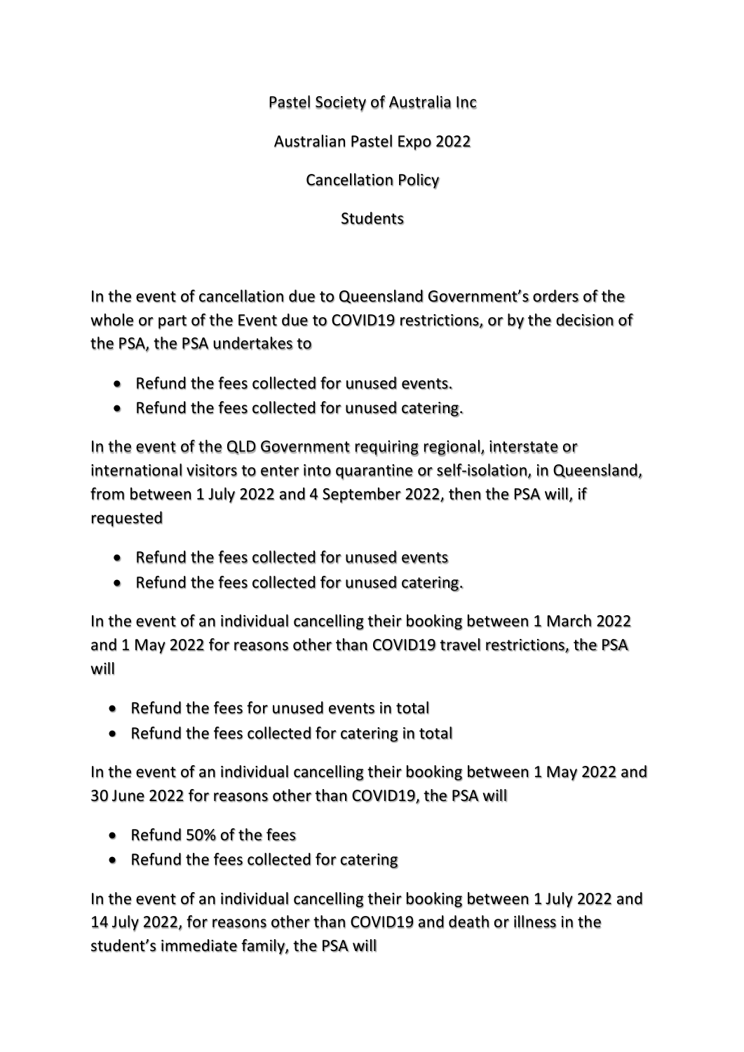# Pastel Society of Australia Inc

## Australian Pastel Expo 2022

## Cancellation Policy

## Students

In the event of cancellation due to Queensland Government's orders of the whole or part of the Event due to COVID19 restrictions, or by the decision of the PSA, the PSA undertakes to

- Refund the fees collected for unused events.
- Refund the fees collected for unused catering.

In the event of the QLD Government requiring regional, interstate or international visitors to enter into quarantine or self-isolation, in Queensland, from between 1 July 2022 and 4 September 2022, then the PSA will, if requested

- Refund the fees collected for unused events
- Refund the fees collected for unused catering.

In the event of an individual cancelling their booking between 1 March 2022 and 1 May 2022 for reasons other than COVID19 travel restrictions, the PSA will

- Refund the fees for unused events in total
- Refund the fees collected for catering in total

In the event of an individual cancelling their booking between 1 May 2022 and 30 June 2022 for reasons other than COVID19, the PSA will

- Refund 50% of the fees
- Refund the fees collected for catering

In the event of an individual cancelling their booking between 1 July 2022 and 14 July 2022, for reasons other than COVID19 and death or illness in the student's immediate family, the PSA will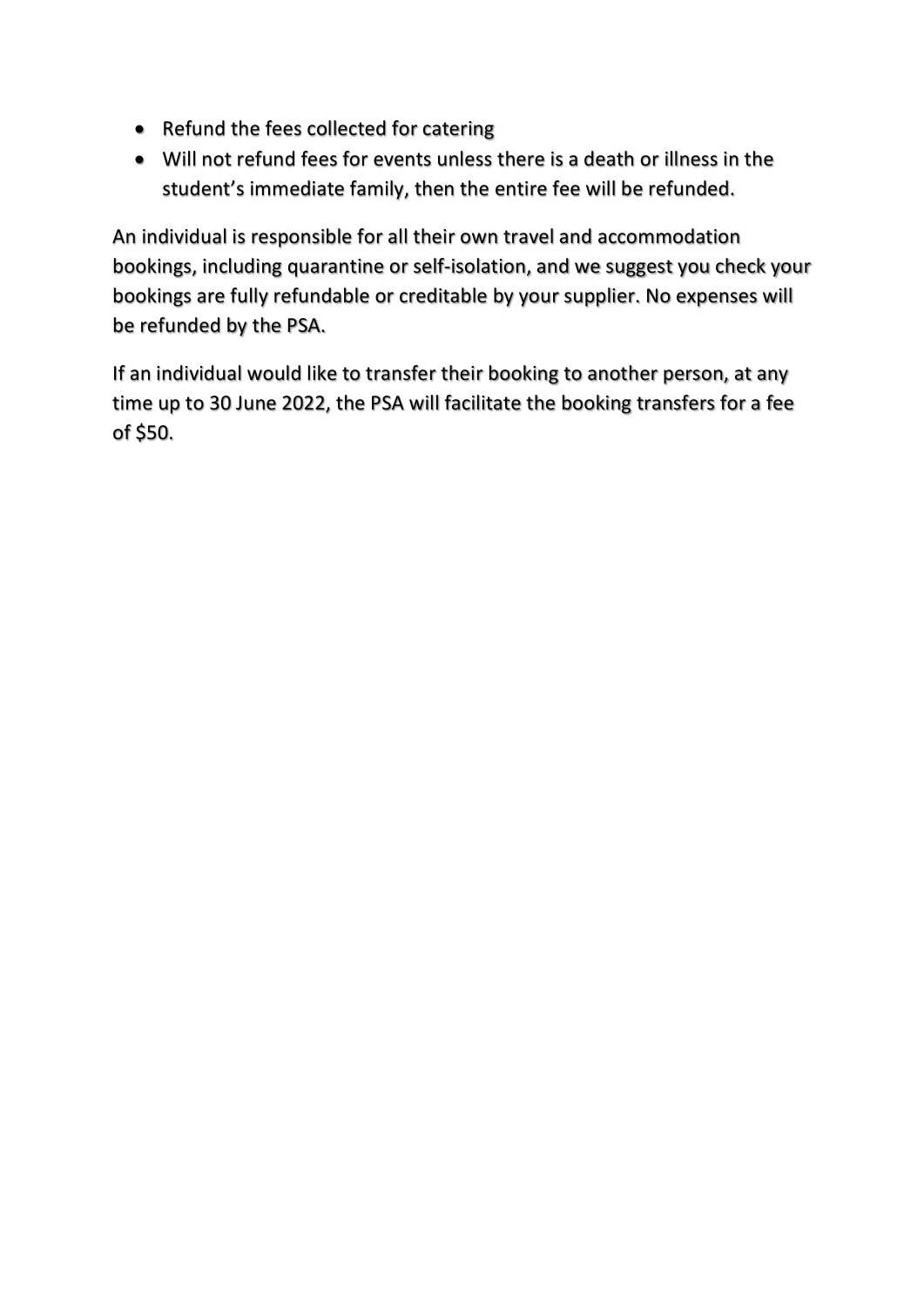- Refund the fees collected for catering
- Will not refund fees for events unless there is a death or illness in the student's immediate family, then the entire fee will be refunded.

An individual is responsible for all their own travel and accommodation bookings, including quarantine or self-isolation, and we suggest you check your bookings are fully refundable or creditable by your supplier. No expenses will be refunded by the PSA.

If an individual would like to transfer their booking to another person, at any time up to 30 June 2022, the PSA will facilitate the booking transfers for a fee of $50.